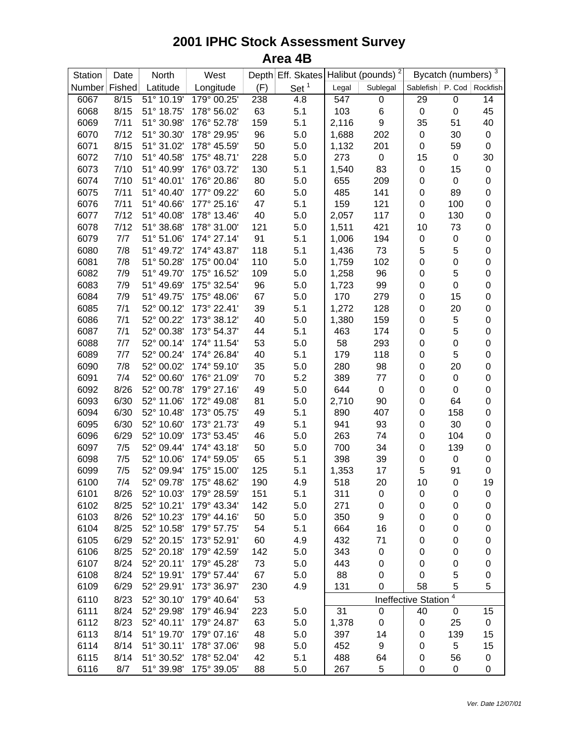# 2001 IPHC Stock Assessment Survey

## Area 4B

| Station | Date | North | West | Depth | Eff. Skates | Halibut (pounds) [2] | | Bycatch (numbers) [3] | | |
|---|---|---|---|---|---|---|---|---|---|---|
| Number | Fished | Latitude | Longitude | (F) | Set [1] | Legal | Sublegal | Sablefish | P. Cod | Rockfish |
| 6067 | 8/15 | 51° 10.19' | 179° 00.25' | 238 | 4.8 | 547 | 0 | 29 | 0 | 14 |
| 6068 | 8/15 | 51° 18.75' | 178° 56.02' | 63 | 5.1 | 103 | 6 | 0 | 0 | 45 |
| 6069 | 7/11 | 51° 30.98' | 176° 52.78' | 159 | 5.1 | 2,116 | 9 | 35 | 51 | 40 |
| 6070 | 7/12 | 51° 30.30' | 178° 29.95' | 96 | 5.0 | 1,688 | 202 | 0 | 30 | 0 |
| 6071 | 8/15 | 51° 31.02' | 178° 45.59' | 50 | 5.0 | 1,132 | 201 | 0 | 59 | 0 |
| 6072 | 7/10 | 51° 40.58' | 175° 48.71' | 228 | 5.0 | 273 | 0 | 15 | 0 | 30 |
| 6073 | 7/10 | 51° 40.99' | 176° 03.72' | 130 | 5.1 | 1,540 | 83 | 0 | 15 | 0 |
| 6074 | 7/10 | 51° 40.01' | 176° 20.86' | 80 | 5.0 | 655 | 209 | 0 | 0 | 0 |
| 6075 | 7/11 | 51° 40.40' | 177° 09.22' | 60 | 5.0 | 485 | 141 | 0 | 89 | 0 |
| 6076 | 7/11 | 51° 40.66' | 177° 25.16' | 47 | 5.1 | 159 | 121 | 0 | 100 | 0 |
| 6077 | 7/12 | 51° 40.08' | 178° 13.46' | 40 | 5.0 | 2,057 | 117 | 0 | 130 | 0 |
| 6078 | 7/12 | 51° 38.68' | 178° 31.00' | 121 | 5.0 | 1,511 | 421 | 10 | 73 | 0 |
| 6079 | 7/7 | 51° 51.06' | 174° 27.14' | 91 | 5.1 | 1,006 | 194 | 0 | 0 | 0 |
| 6080 | 7/8 | 51° 49.72' | 174° 43.87' | 118 | 5.1 | 1,436 | 73 | 5 | 5 | 0 |
| 6081 | 7/8 | 51° 50.28' | 175° 00.04' | 110 | 5.0 | 1,759 | 102 | 0 | 0 | 0 |
| 6082 | 7/9 | 51° 49.70' | 175° 16.52' | 109 | 5.0 | 1,258 | 96 | 0 | 5 | 0 |
| 6083 | 7/9 | 51° 49.69' | 175° 32.54' | 96 | 5.0 | 1,723 | 99 | 0 | 0 | 0 |
| 6084 | 7/9 | 51° 49.75' | 175° 48.06' | 67 | 5.0 | 170 | 279 | 0 | 15 | 0 |
| 6085 | 7/1 | 52° 00.12' | 173° 22.41' | 39 | 5.1 | 1,272 | 128 | 0 | 20 | 0 |
| 6086 | 7/1 | 52° 00.22' | 173° 38.12' | 40 | 5.0 | 1,380 | 159 | 0 | 5 | 0 |
| 6087 | 7/1 | 52° 00.38' | 173° 54.37' | 44 | 5.1 | 463 | 174 | 0 | 5 | 0 |
| 6088 | 7/7 | 52° 00.14' | 174° 11.54' | 53 | 5.0 | 58 | 293 | 0 | 0 | 0 |
| 6089 | 7/7 | 52° 00.24' | 174° 26.84' | 40 | 5.1 | 179 | 118 | 0 | 5 | 0 |
| 6090 | 7/8 | 52° 00.02' | 174° 59.10' | 35 | 5.0 | 280 | 98 | 0 | 20 | 0 |
| 6091 | 7/4 | 52° 00.60' | 176° 21.09' | 70 | 5.2 | 389 | 77 | 0 | 0 | 0 |
| 6092 | 8/26 | 52° 00.78' | 179° 27.16' | 49 | 5.0 | 644 | 0 | 0 | 0 | 0 |
| 6093 | 6/30 | 52° 11.06' | 172° 49.08' | 81 | 5.0 | 2,710 | 90 | 0 | 64 | 0 |
| 6094 | 6/30 | 52° 10.48' | 173° 05.75' | 49 | 5.1 | 890 | 407 | 0 | 158 | 0 |
| 6095 | 6/30 | 52° 10.60' | 173° 21.73' | 49 | 5.1 | 941 | 93 | 0 | 30 | 0 |
| 6096 | 6/29 | 52° 10.09' | 173° 53.45' | 46 | 5.0 | 263 | 74 | 0 | 104 | 0 |
| 6097 | 7/5 | 52° 09.44' | 174° 43.18' | 50 | 5.0 | 700 | 34 | 0 | 139 | 0 |
| 6098 | 7/5 | 52° 10.06' | 174° 59.05' | 65 | 5.1 | 398 | 39 | 0 | 0 | 0 |
| 6099 | 7/5 | 52° 09.94' | 175° 15.00' | 125 | 5.1 | 1,353 | 17 | 5 | 91 | 0 |
| 6100 | 7/4 | 52° 09.78' | 175° 48.62' | 190 | 4.9 | 518 | 20 | 10 | 0 | 19 |
| 6101 | 8/26 | 52° 10.03' | 179° 28.59' | 151 | 5.1 | 311 | 0 | 0 | 0 | 0 |
| 6102 | 8/25 | 52° 10.21' | 179° 43.34' | 142 | 5.0 | 271 | 0 | 0 | 0 | 0 |
| 6103 | 8/26 | 52° 10.23' | 179° 44.16' | 50 | 5.0 | 350 | 9 | 0 | 0 | 0 |
| 6104 | 8/25 | 52° 10.58' | 179° 57.75' | 54 | 5.1 | 664 | 16 | 0 | 0 | 0 |
| 6105 | 6/29 | 52° 20.15' | 173° 52.91' | 60 | 4.9 | 432 | 71 | 0 | 0 | 0 |
| 6106 | 8/25 | 52° 20.18' | 179° 42.59' | 142 | 5.0 | 343 | 0 | 0 | 0 | 0 |
| 6107 | 8/24 | 52° 20.11' | 179° 45.28' | 73 | 5.0 | 443 | 0 | 0 | 0 | 0 |
| 6108 | 8/24 | 52° 19.91' | 179° 57.44' | 67 | 5.0 | 88 | 0 | 0 | 5 | 0 |
| 6109 | 6/29 | 52° 29.91' | 173° 36.97' | 230 | 4.9 | 131 | 0 | 58 | 5 | 5 |
| 6110 | 8/23 | 52° 30.10' | 179° 40.64' | 53 | | Ineffective Station [4] | | | | |
| 6111 | 8/24 | 52° 29.98' | 179° 46.94' | 223 | 5.0 | 31 | 0 | 40 | 0 | 15 |
| 6112 | 8/23 | 52° 40.11' | 179° 24.87' | 63 | 5.0 | 1,378 | 0 | 0 | 25 | 0 |
| 6113 | 8/14 | 51° 19.70' | 179° 07.16' | 48 | 5.0 | 397 | 14 | 0 | 139 | 15 |
| 6114 | 8/14 | 51° 30.11' | 178° 37.06' | 98 | 5.0 | 452 | 9 | 0 | 5 | 15 |
| 6115 | 8/14 | 51° 30.52' | 178° 52.04' | 42 | 5.1 | 488 | 64 | 0 | 56 | 0 |
| 6116 | 8/7 | 51° 39.98' | 175° 39.05' | 88 | 5.0 | 267 | 5 | 0 | 0 | 0 |

*Ver. Date 12/07/01*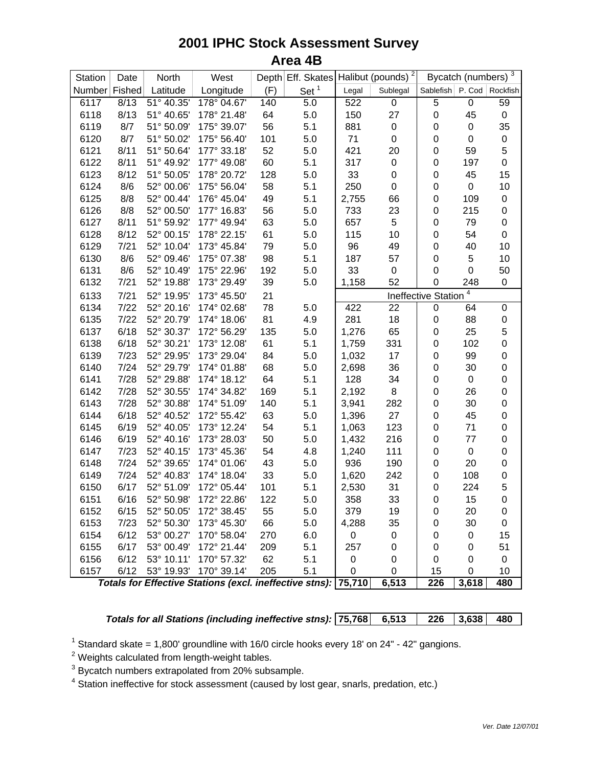# 2001 IPHC Stock Assessment Survey

## Area 4B

| Station Number | Date Fished | North Latitude | West Longitude | Depth (F) | Eff. Skates Set [1] | Halibut (pounds) [2] Legal | Sublegal | Bycatch (numbers) [3] Sablefish | P. Cod | Rockfish |
|---|---|---|---|---|---|---|---|---|---|---|
| 6117 | 8/13 | 51° 40.35' | 178° 04.67' | 140 | 5.0 | 522 | 0 | 5 | 0 | 59 |
| 6118 | 8/13 | 51° 40.65' | 178° 21.48' | 64 | 5.0 | 150 | 27 | 0 | 45 | 0 |
| 6119 | 8/7 | 51° 50.09' | 175° 39.07' | 56 | 5.1 | 881 | 0 | 0 | 0 | 35 |
| 6120 | 8/7 | 51° 50.02' | 175° 56.40' | 101 | 5.0 | 71 | 0 | 0 | 0 | 0 |
| 6121 | 8/11 | 51° 50.64' | 177° 33.18' | 52 | 5.0 | 421 | 20 | 0 | 59 | 5 |
| 6122 | 8/11 | 51° 49.92' | 177° 49.08' | 60 | 5.1 | 317 | 0 | 0 | 197 | 0 |
| 6123 | 8/12 | 51° 50.05' | 178° 20.72' | 128 | 5.0 | 33 | 0 | 0 | 45 | 15 |
| 6124 | 8/6 | 52° 00.06' | 175° 56.04' | 58 | 5.1 | 250 | 0 | 0 | 0 | 10 |
| 6125 | 8/8 | 52° 00.44' | 176° 45.04' | 49 | 5.1 | 2,755 | 66 | 0 | 109 | 0 |
| 6126 | 8/8 | 52° 00.50' | 177° 16.83' | 56 | 5.0 | 733 | 23 | 0 | 215 | 0 |
| 6127 | 8/11 | 51° 59.92' | 177° 49.94' | 63 | 5.0 | 657 | 5 | 0 | 79 | 0 |
| 6128 | 8/12 | 52° 00.15' | 178° 22.15' | 61 | 5.0 | 115 | 10 | 0 | 54 | 0 |
| 6129 | 7/21 | 52° 10.04' | 173° 45.84' | 79 | 5.0 | 96 | 49 | 0 | 40 | 10 |
| 6130 | 8/6 | 52° 09.46' | 175° 07.38' | 98 | 5.1 | 187 | 57 | 0 | 5 | 10 |
| 6131 | 8/6 | 52° 10.49' | 175° 22.96' | 192 | 5.0 | 33 | 0 | 0 | 0 | 50 |
| 6132 | 7/21 | 52° 19.88' | 173° 29.49' | 39 | 5.0 | 1,158 | 52 | 0 | 248 | 0 |
| 6133 | 7/21 | 52° 19.95' | 173° 45.50' | 21 | | Ineffective Station [4] | | | | |
| 6134 | 7/22 | 52° 20.16' | 174° 02.68' | 78 | 5.0 | 422 | 22 | 0 | 64 | 0 |
| 6135 | 7/22 | 52° 20.79' | 174° 18.06' | 81 | 4.9 | 281 | 18 | 0 | 88 | 0 |
| 6137 | 6/18 | 52° 30.37' | 172° 56.29' | 135 | 5.0 | 1,276 | 65 | 0 | 25 | 5 |
| 6138 | 6/18 | 52° 30.21' | 173° 12.08' | 61 | 5.1 | 1,759 | 331 | 0 | 102 | 0 |
| 6139 | 7/23 | 52° 29.95' | 173° 29.04' | 84 | 5.0 | 1,032 | 17 | 0 | 99 | 0 |
| 6140 | 7/24 | 52° 29.79' | 174° 01.88' | 68 | 5.0 | 2,698 | 36 | 0 | 30 | 0 |
| 6141 | 7/28 | 52° 29.88' | 174° 18.12' | 64 | 5.1 | 128 | 34 | 0 | 0 | 0 |
| 6142 | 7/28 | 52° 30.55' | 174° 34.82' | 169 | 5.1 | 2,192 | 8 | 0 | 26 | 0 |
| 6143 | 7/28 | 52° 30.88' | 174° 51.09' | 140 | 5.1 | 3,941 | 282 | 0 | 30 | 0 |
| 6144 | 6/18 | 52° 40.52' | 172° 55.42' | 63 | 5.0 | 1,396 | 27 | 0 | 45 | 0 |
| 6145 | 6/19 | 52° 40.05' | 173° 12.24' | 54 | 5.1 | 1,063 | 123 | 0 | 71 | 0 |
| 6146 | 6/19 | 52° 40.16' | 173° 28.03' | 50 | 5.0 | 1,432 | 216 | 0 | 77 | 0 |
| 6147 | 7/23 | 52° 40.15' | 173° 45.36' | 54 | 4.8 | 1,240 | 111 | 0 | 0 | 0 |
| 6148 | 7/24 | 52° 39.65' | 174° 01.06' | 43 | 5.0 | 936 | 190 | 0 | 20 | 0 |
| 6149 | 7/24 | 52° 40.83' | 174° 18.04' | 33 | 5.0 | 1,620 | 242 | 0 | 108 | 0 |
| 6150 | 6/17 | 52° 51.09' | 172° 05.44' | 101 | 5.1 | 2,530 | 31 | 0 | 224 | 5 |
| 6151 | 6/16 | 52° 50.98' | 172° 22.86' | 122 | 5.0 | 358 | 33 | 0 | 15 | 0 |
| 6152 | 6/15 | 52° 50.05' | 172° 38.45' | 55 | 5.0 | 379 | 19 | 0 | 20 | 0 |
| 6153 | 7/23 | 52° 50.30' | 173° 45.30' | 66 | 5.0 | 4,288 | 35 | 0 | 30 | 0 |
| 6154 | 6/12 | 53° 00.27' | 170° 58.04' | 270 | 6.0 | 0 | 0 | 0 | 0 | 15 |
| 6155 | 6/17 | 53° 00.49' | 172° 21.44' | 209 | 5.1 | 257 | 0 | 0 | 0 | 51 |
| 6156 | 6/12 | 53° 10.11' | 170° 57.32' | 62 | 5.1 | 0 | 0 | 0 | 0 | 0 |
| 6157 | 6/12 | 53° 19.93' | 170° 39.14' | 205 | 5.1 | 0 | 0 | 15 | 0 | 10 |
| ***Totals for Effective Stations (excl. ineffective stns):*** | | | | | | **75,710** | **6,513** | **226** | **3,618** | **480** |

| ***Totals for all Stations (including ineffective stns):*** | **75,768** | **6,513** | **226** | **3,638** | **480** |
|---|---|---|---|---|---|

[1] Standard skate = 1,800' groundline with 16/0 circle hooks every 18' on 24" - 42" gangions.

[2] Weights calculated from length-weight tables.

[3] Bycatch numbers extrapolated from 20% subsample.

[4] Station ineffective for stock assessment (caused by lost gear, snarls, predation, etc.)

*Ver. Date 12/07/01*